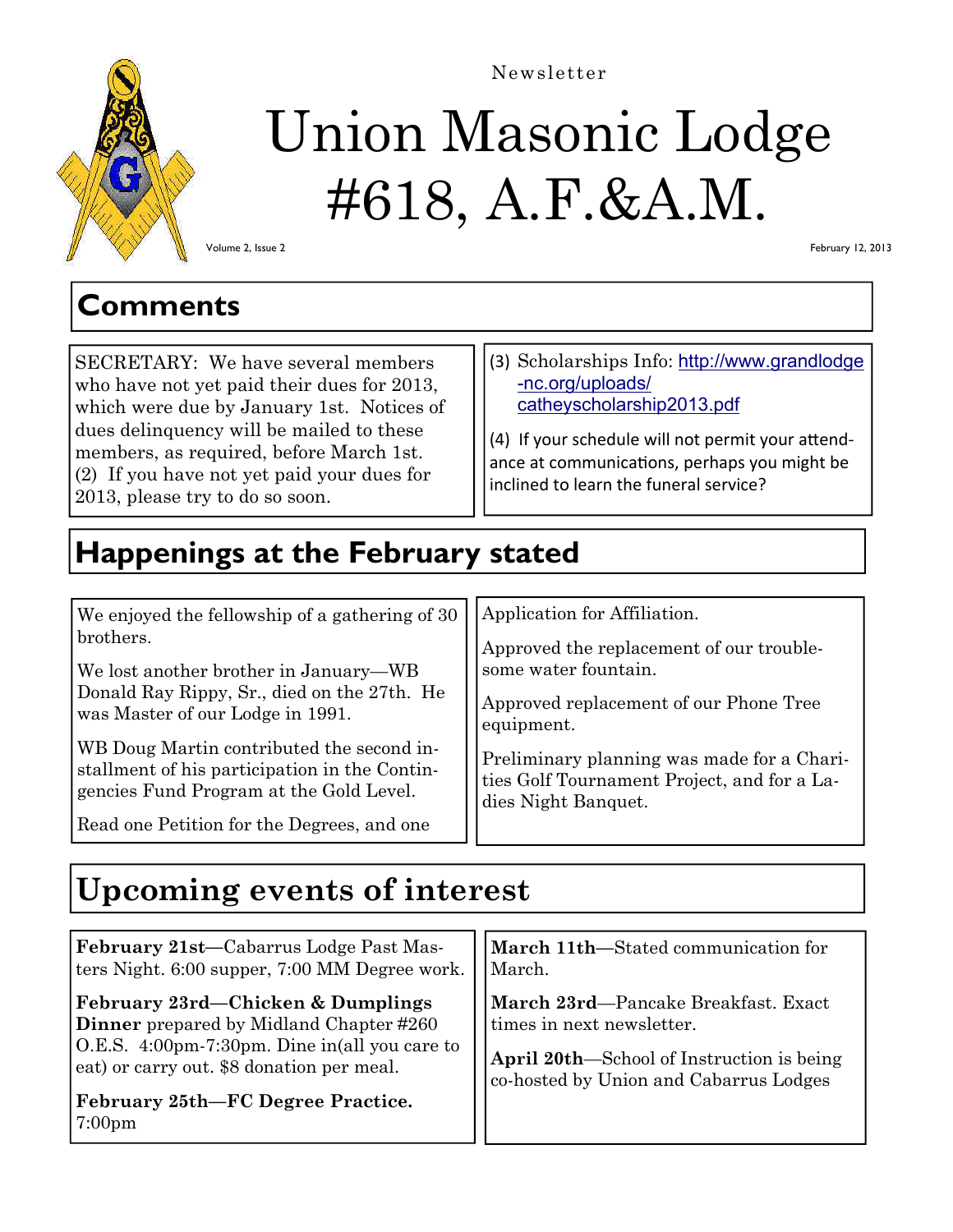Newsletter

# Union Masonic Lodge #618, A.F.&A.M.

Volume 2, Issue 2

February 12, 2013

## Comments

SECRETARY: We have several members who have not yet paid their dues for 2013, which were due by January 1st. Notices of dues delinquency will be mailed to these members, as required, before March 1st.
(2) If you have not yet paid your dues for 2013, please try to do so soon.

(3) Scholarships Info: http://www.grandlodge-nc.org/uploads/catheyscholarship2013.pdf

(4) If your schedule will not permit your attendance at communications, perhaps you might be inclined to learn the funeral service?

## Happenings at the February stated

We enjoyed the fellowship of a gathering of 30 brothers.

We lost another brother in January—WB Donald Ray Rippy, Sr., died on the 27th. He was Master of our Lodge in 1991.

WB Doug Martin contributed the second installment of his participation in the Contingencies Fund Program at the Gold Level.

Read one Petition for the Degrees, and one Application for Affiliation.

Approved the replacement of our troublesome water fountain.

Approved replacement of our Phone Tree equipment.

Preliminary planning was made for a Charities Golf Tournament Project, and for a Ladies Night Banquet.

## Upcoming events of interest

**February 21st**—Cabarrus Lodge Past Masters Night. 6:00 supper, 7:00 MM Degree work.

**February 23rd—Chicken & Dumplings Dinner** prepared by Midland Chapter #260 O.E.S. 4:00pm-7:30pm. Dine in(all you care to eat) or carry out. $8 donation per meal.

**February 25th—FC Degree Practice.** 7:00pm

**March 11th—**Stated communication for March.

**March 23rd**—Pancake Breakfast. Exact times in next newsletter.

**April 20th**—School of Instruction is being co-hosted by Union and Cabarrus Lodges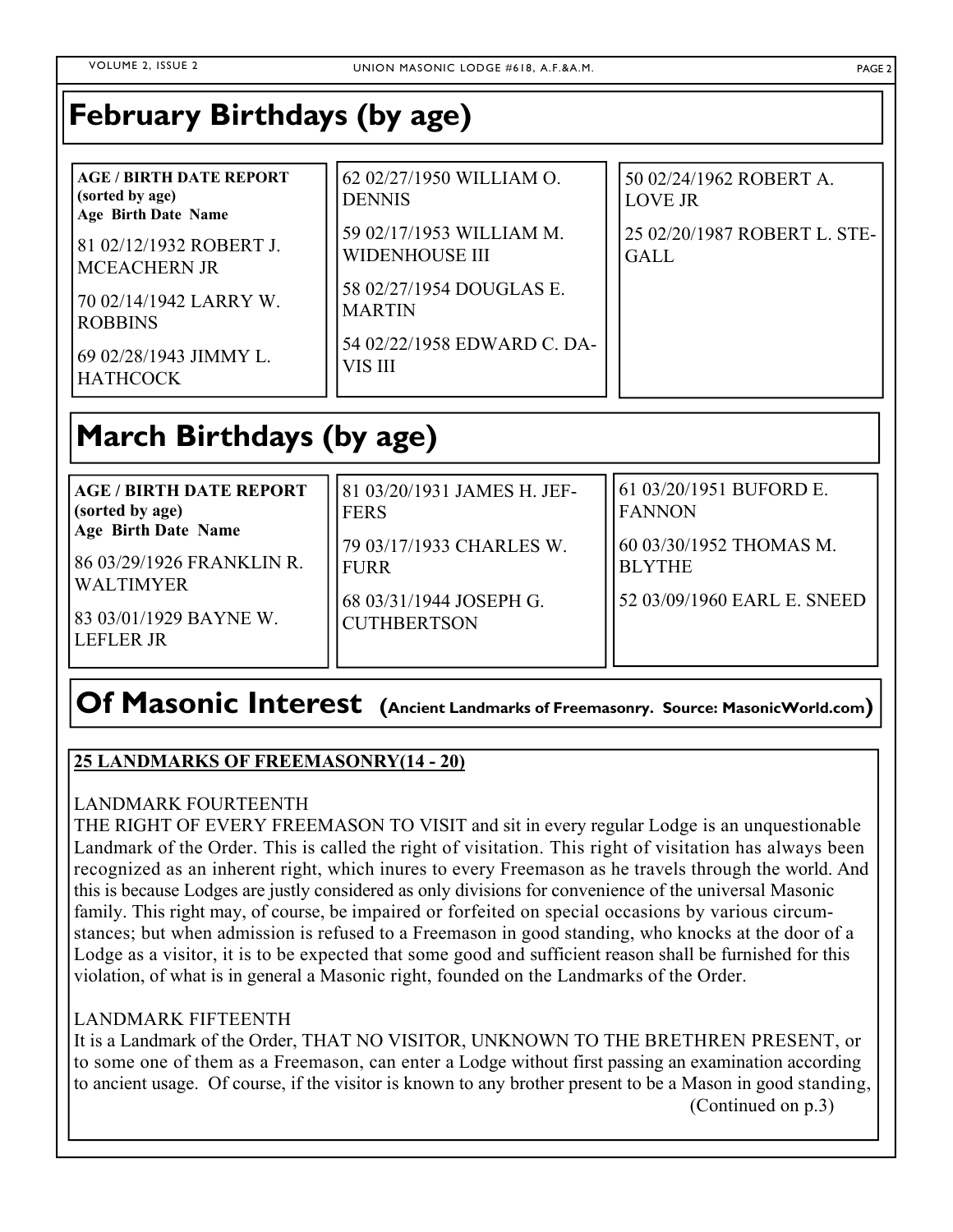## February Birthdays (by age)

**AGE / BIRTH DATE REPORT (sorted by age)**
**Age Birth Date Name**

81 02/12/1932 ROBERT J. MCEACHERN JR

70 02/14/1942 LARRY W. ROBBINS

69 02/28/1943 JIMMY L. HATHCOCK

62 02/27/1950 WILLIAM O. DENNIS

59 02/17/1953 WILLIAM M. WIDENHOUSE III

58 02/27/1954 DOUGLAS E. MARTIN

54 02/22/1958 EDWARD C. DAVIS III

50 02/24/1962 ROBERT A. LOVE JR

25 02/20/1987 ROBERT L. STEGALL

## March Birthdays (by age)

**AGE / BIRTH DATE REPORT (sorted by age)**
**Age Birth Date Name**

86 03/29/1926 FRANKLIN R. WALTIMYER

83 03/01/1929 BAYNE W. LEFLER JR

81 03/20/1931 JAMES H. JEFFERS

79 03/17/1933 CHARLES W. FURR

68 03/31/1944 JOSEPH G. CUTHBERTSON

61 03/20/1951 BUFORD E. FANNON

60 03/30/1952 THOMAS M. BLYTHE

52 03/09/1960 EARL E. SNEED

## Of Masonic Interest (Ancient Landmarks of Freemasonry. Source: MasonicWorld.com)

**25 LANDMARKS OF FREEMASONRY(14 - 20)**

LANDMARK FOURTEENTH
THE RIGHT OF EVERY FREEMASON TO VISIT and sit in every regular Lodge is an unquestionable Landmark of the Order. This is called the right of visitation. This right of visitation has always been recognized as an inherent right, which inures to every Freemason as he travels through the world. And this is because Lodges are justly considered as only divisions for convenience of the universal Masonic family. This right may, of course, be impaired or forfeited on special occasions by various circumstances; but when admission is refused to a Freemason in good standing, who knocks at the door of a Lodge as a visitor, it is to be expected that some good and sufficient reason shall be furnished for this violation, of what is in general a Masonic right, founded on the Landmarks of the Order.

LANDMARK FIFTEENTH
It is a Landmark of the Order, THAT NO VISITOR, UNKNOWN TO THE BRETHREN PRESENT, or to some one of them as a Freemason, can enter a Lodge without first passing an examination according to ancient usage. Of course, if the visitor is known to any brother present to be a Mason in good standing,

(Continued on p.3)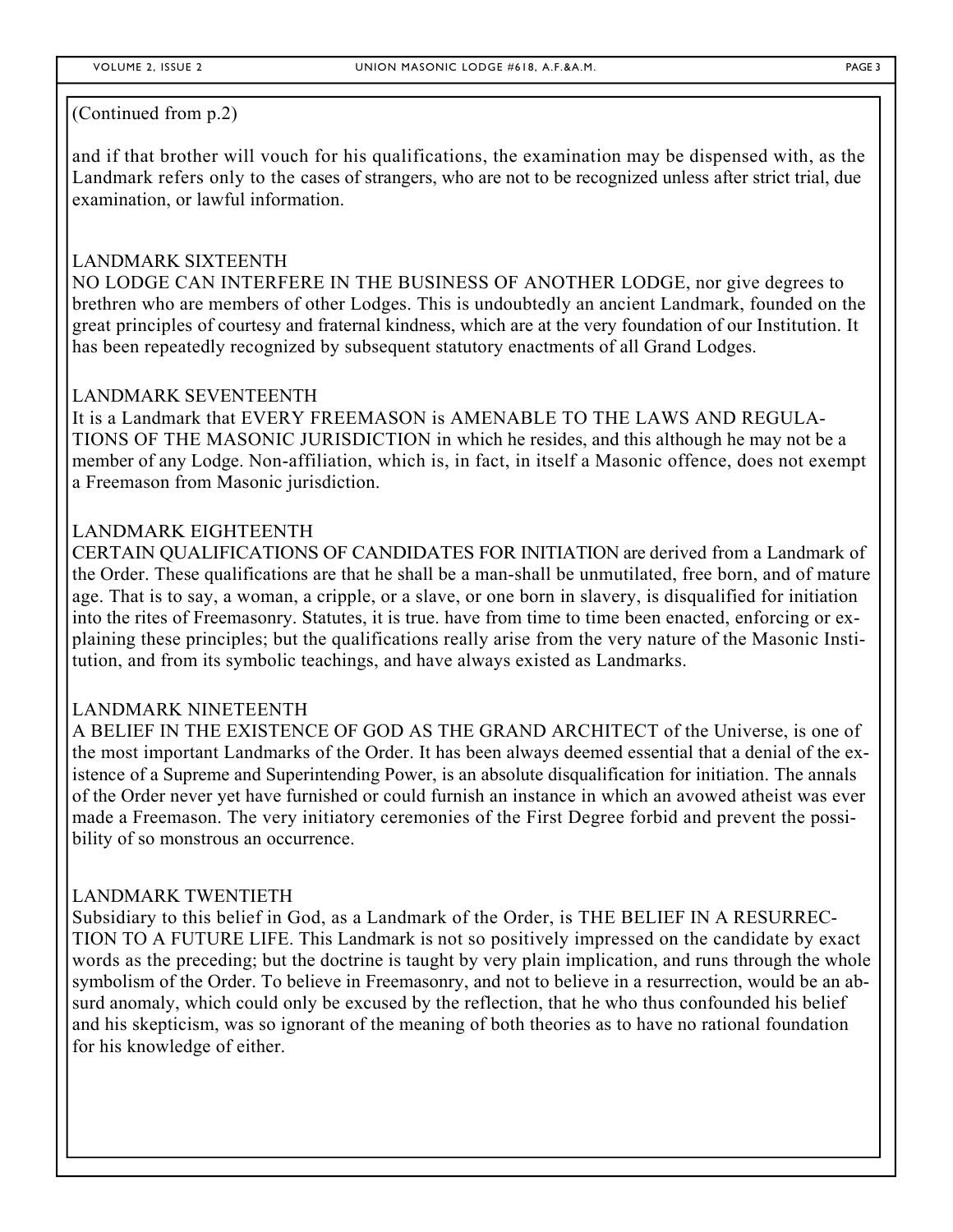(Continued from p.2)

and if that brother will vouch for his qualifications, the examination may be dispensed with, as the Landmark refers only to the cases of strangers, who are not to be recognized unless after strict trial, due examination, or lawful information.

LANDMARK SIXTEENTH

NO LODGE CAN INTERFERE IN THE BUSINESS OF ANOTHER LODGE, nor give degrees to brethren who are members of other Lodges. This is undoubtedly an ancient Landmark, founded on the great principles of courtesy and fraternal kindness, which are at the very foundation of our Institution. It has been repeatedly recognized by subsequent statutory enactments of all Grand Lodges.

LANDMARK SEVENTEENTH

It is a Landmark that EVERY FREEMASON is AMENABLE TO THE LAWS AND REGULATIONS OF THE MASONIC JURISDICTION in which he resides, and this although he may not be a member of any Lodge. Non-affiliation, which is, in fact, in itself a Masonic offence, does not exempt a Freemason from Masonic jurisdiction.

LANDMARK EIGHTEENTH

CERTAIN QUALIFICATIONS OF CANDIDATES FOR INITIATION are derived from a Landmark of the Order. These qualifications are that he shall be a man-shall be unmutilated, free born, and of mature age. That is to say, a woman, a cripple, or a slave, or one born in slavery, is disqualified for initiation into the rites of Freemasonry. Statutes, it is true. have from time to time been enacted, enforcing or explaining these principles; but the qualifications really arise from the very nature of the Masonic Institution, and from its symbolic teachings, and have always existed as Landmarks.

LANDMARK NINETEENTH

A BELIEF IN THE EXISTENCE OF GOD AS THE GRAND ARCHITECT of the Universe, is one of the most important Landmarks of the Order. It has been always deemed essential that a denial of the existence of a Supreme and Superintending Power, is an absolute disqualification for initiation. The annals of the Order never yet have furnished or could furnish an instance in which an avowed atheist was ever made a Freemason. The very initiatory ceremonies of the First Degree forbid and prevent the possibility of so monstrous an occurrence.

LANDMARK TWENTIETH

Subsidiary to this belief in God, as a Landmark of the Order, is THE BELIEF IN A RESURRECTION TO A FUTURE LIFE. This Landmark is not so positively impressed on the candidate by exact words as the preceding; but the doctrine is taught by very plain implication, and runs through the whole symbolism of the Order. To believe in Freemasonry, and not to believe in a resurrection, would be an absurd anomaly, which could only be excused by the reflection, that he who thus confounded his belief and his skepticism, was so ignorant of the meaning of both theories as to have no rational foundation for his knowledge of either.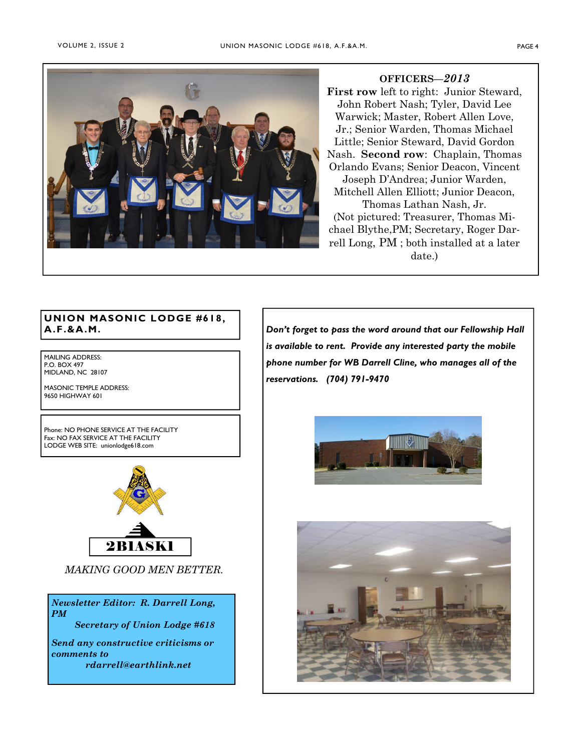**OFFICERS—*2013***

**First row** left to right: Junior Steward, John Robert Nash; Tyler, David Lee Warwick; Master, Robert Allen Love, Jr.; Senior Warden, Thomas Michael Little; Senior Steward, David Gordon Nash. **Second row**: Chaplain, Thomas Orlando Evans; Senior Deacon, Vincent Joseph D'Andrea; Junior Warden, Mitchell Allen Elliott; Junior Deacon, Thomas Lathan Nash, Jr. (Not pictured: Treasurer, Thomas Michael Blythe,PM; Secretary, Roger Darrell Long, PM ; both installed at a later date.)

## UNION MASONIC LODGE #618, A.F.&A.M.

MAILING ADDRESS:
P.O. BOX 497
MIDLAND, NC 28107

MASONIC TEMPLE ADDRESS:
9650 HIGHWAY 601

Phone: NO PHONE SERVICE AT THE FACILITY
Fax: NO FAX SERVICE AT THE FACILITY
LODGE WEB SITE: unionlodge618.com

2B1ASK1

*MAKING GOOD MEN BETTER.*

***Newsletter Editor: R. Darrell Long, PM***
***Secretary of Union Lodge #618***

***Send any constructive criticisms or comments to***
***rdarrell@earthlink.net***

***Don't forget to pass the word around that our Fellowship Hall is available to rent. Provide any interested party the mobile phone number for WB Darrell Cline, who manages all of the reservations. (704) 791-9470***